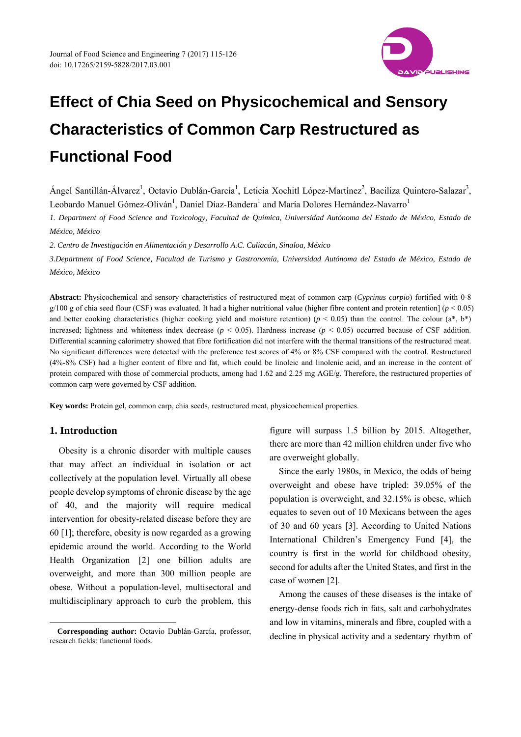# Effect of Chia Seed on Physicochemical and Sensory Characteristics of Common Carp Restructured as Functional Food

Ángel Santillán-Álvarez[1], Octavio Dublán-García[1], Leticia Xochitl López-Martínez[2], Baciliza Quintero-Salazar[3], Leobardo Manuel Gómez-Oliván[1], Daniel Díaz-Bandera[1] and María Dolores Hernández-Navarro[1]

*1. Department of Food Science and Toxicology, Facultad de Química, Universidad Autónoma del Estado de México, Estado de México, México*

*2. Centro de Investigación en Alimentación y Desarrollo A.C. Culiacán, Sinaloa, México*

*3.Department of Food Science, Facultad de Turismo y Gastronomía, Universidad Autónoma del Estado de México, Estado de México, México*

**Abstract:** Physicochemical and sensory characteristics of restructured meat of common carp (*Cyprinus carpio*) fortified with 0-8 g/100 g of chia seed flour (CSF) was evaluated. It had a higher nutritional value (higher fibre content and protein retention] ($p < 0.05$) and better cooking characteristics (higher cooking yield and moisture retention) ($p < 0.05$) than the control. The colour ($a^*$, $b^*$) increased; lightness and whiteness index decrease ($p < 0.05$). Hardness increase ($p < 0.05$) occurred because of CSF addition. Differential scanning calorimetry showed that fibre fortification did not interfere with the thermal transitions of the restructured meat. No significant differences were detected with the preference test scores of 4% or 8% CSF compared with the control. Restructured (4%-8% CSF) had a higher content of fibre and fat, which could be linoleic and linolenic acid, and an increase in the content of protein compared with those of commercial products, among had 1.62 and 2.25 mg AGE/g. Therefore, the restructured properties of common carp were governed by CSF addition.

**Key words:** Protein gel, common carp, chia seeds, restructured meat, physicochemical properties.

## 1. Introduction

Obesity is a chronic disorder with multiple causes that may affect an individual in isolation or act collectively at the population level. Virtually all obese people develop symptoms of chronic disease by the age of 40, and the majority will require medical intervention for obesity-related disease before they are 60 [1]; therefore, obesity is now regarded as a growing epidemic around the world. According to the World Health Organization [2] one billion adults are overweight, and more than 300 million people are obese. Without a population-level, multisectoral and multidisciplinary approach to curb the problem, this figure will surpass 1.5 billion by 2015. Altogether, there are more than 42 million children under five who are overweight globally.

Since the early 1980s, in Mexico, the odds of being overweight and obese have tripled: 39.05% of the population is overweight, and 32.15% is obese, which equates to seven out of 10 Mexicans between the ages of 30 and 60 years [3]. According to United Nations International Children's Emergency Fund [4], the country is first in the world for childhood obesity, second for adults after the United States, and first in the case of women [2].

Among the causes of these diseases is the intake of energy-dense foods rich in fats, salt and carbohydrates and low in vitamins, minerals and fibre, coupled with a decline in physical activity and a sedentary rhythm of

---

**Corresponding author:** Octavio Dublán-García, professor, research fields: functional foods.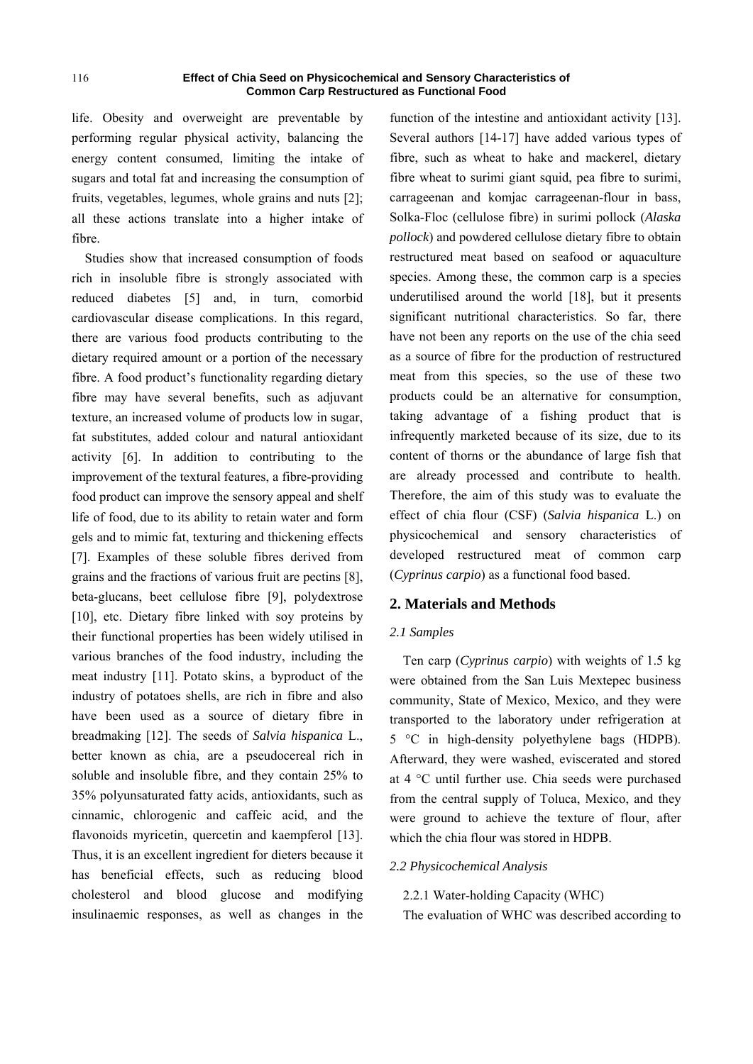life. Obesity and overweight are preventable by performing regular physical activity, balancing the energy content consumed, limiting the intake of sugars and total fat and increasing the consumption of fruits, vegetables, legumes, whole grains and nuts [2]; all these actions translate into a higher intake of fibre.

Studies show that increased consumption of foods rich in insoluble fibre is strongly associated with reduced diabetes [5] and, in turn, comorbid cardiovascular disease complications. In this regard, there are various food products contributing to the dietary required amount or a portion of the necessary fibre. A food product's functionality regarding dietary fibre may have several benefits, such as adjuvant texture, an increased volume of products low in sugar, fat substitutes, added colour and natural antioxidant activity [6]. In addition to contributing to the improvement of the textural features, a fibre-providing food product can improve the sensory appeal and shelf life of food, due to its ability to retain water and form gels and to mimic fat, texturing and thickening effects [7]. Examples of these soluble fibres derived from grains and the fractions of various fruit are pectins [8], beta-glucans, beet cellulose fibre [9], polydextrose [10], etc. Dietary fibre linked with soy proteins by their functional properties has been widely utilised in various branches of the food industry, including the meat industry [11]. Potato skins, a byproduct of the industry of potatoes shells, are rich in fibre and also have been used as a source of dietary fibre in breadmaking [12]. The seeds of *Salvia hispanica* L., better known as chia, are a pseudocereal rich in soluble and insoluble fibre, and they contain 25% to 35% polyunsaturated fatty acids, antioxidants, such as cinnamic, chlorogenic and caffeic acid, and the flavonoids myricetin, quercetin and kaempferol [13]. Thus, it is an excellent ingredient for dieters because it has beneficial effects, such as reducing blood cholesterol and blood glucose and modifying insulinaemic responses, as well as changes in the function of the intestine and antioxidant activity [13]. Several authors [14-17] have added various types of fibre, such as wheat to hake and mackerel, dietary fibre wheat to surimi giant squid, pea fibre to surimi, carrageenan and komjac carrageenan-flour in bass, Solka-Floc (cellulose fibre) in surimi pollock (*Alaska pollock*) and powdered cellulose dietary fibre to obtain restructured meat based on seafood or aquaculture species. Among these, the common carp is a species underutilised around the world [18], but it presents significant nutritional characteristics. So far, there have not been any reports on the use of the chia seed as a source of fibre for the production of restructured meat from this species, so the use of these two products could be an alternative for consumption, taking advantage of a fishing product that is infrequently marketed because of its size, due to its content of thorns or the abundance of large fish that are already processed and contribute to health. Therefore, the aim of this study was to evaluate the effect of chia flour (CSF) (*Salvia hispanica* L.) on physicochemical and sensory characteristics of developed restructured meat of common carp (*Cyprinus carpio*) as a functional food based.

## 2. Materials and Methods

### *2.1 Samples*

Ten carp (*Cyprinus carpio*) with weights of 1.5 kg were obtained from the San Luis Mextepec business community, State of Mexico, Mexico, and they were transported to the laboratory under refrigeration at 5 °C in high-density polyethylene bags (HDPB). Afterward, they were washed, eviscerated and stored at 4 °C until further use. Chia seeds were purchased from the central supply of Toluca, Mexico, and they were ground to achieve the texture of flour, after which the chia flour was stored in HDPB.

### *2.2 Physicochemical Analysis*

2.2.1 Water-holding Capacity (WHC)

The evaluation of WHC was described according to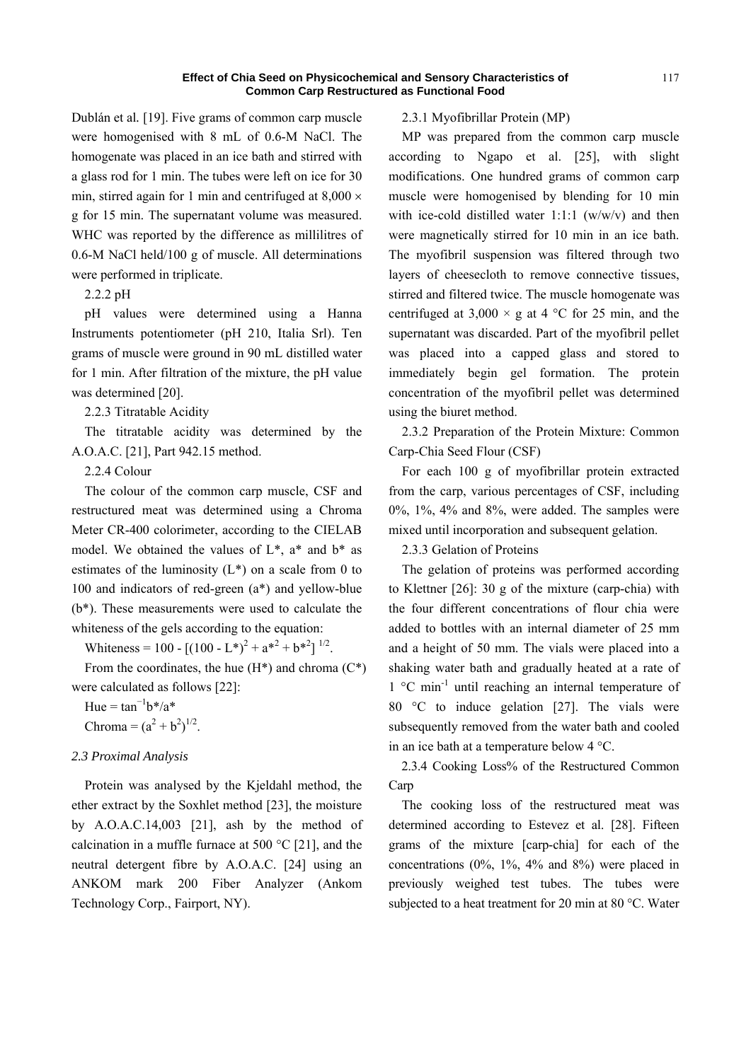Dublán et al. [19]. Five grams of common carp muscle were homogenised with 8 mL of 0.6-M NaCl. The homogenate was placed in an ice bath and stirred with a glass rod for 1 min. The tubes were left on ice for 30 min, stirred again for 1 min and centrifuged at $8,000 \times g$ for 15 min. The supernatant volume was measured. WHC was reported by the difference as millilitres of 0.6-M NaCl held/100 g of muscle. All determinations were performed in triplicate.

2.2.2 pH

pH values were determined using a Hanna Instruments potentiometer (pH 210, Italia Srl). Ten grams of muscle were ground in 90 mL distilled water for 1 min. After filtration of the mixture, the pH value was determined [20].

2.2.3 Titratable Acidity

The titratable acidity was determined by the A.O.A.C. [21], Part 942.15 method.

2.2.4 Colour

The colour of the common carp muscle, CSF and restructured meat was determined using a Chroma Meter CR-400 colorimeter, according to the CIELAB model. We obtained the values of L*, a* and b* as estimates of the luminosity (L*) on a scale from 0 to 100 and indicators of red-green (a*) and yellow-blue (b*). These measurements were used to calculate the whiteness of the gels according to the equation:

$$\text{Whiteness} = 100 - [(100 - L^*)^2 + a^{*2} + b^{*2}]^{1/2}.$$

From the coordinates, the hue (H*) and chroma (C*) were calculated as follows [22]:

$$\text{Hue} = \tan^{-1} b^*/a^*$$

$$\text{Chroma} = (a^2 + b^2)^{1/2}.$$

### 2.3 Proximal Analysis

Protein was analysed by the Kjeldahl method, the ether extract by the Soxhlet method [23], the moisture by A.O.A.C.14,003 [21], ash by the method of calcination in a muffle furnace at 500 °C [21], and the neutral detergent fibre by A.O.A.C. [24] using an ANKOM mark 200 Fiber Analyzer (Ankom Technology Corp., Fairport, NY).

2.3.1 Myofibrillar Protein (MP)

MP was prepared from the common carp muscle according to Ngapo et al. [25], with slight modifications. One hundred grams of common carp muscle were homogenised by blending for 10 min with ice-cold distilled water 1:1:1 (w/w/v) and then were magnetically stirred for 10 min in an ice bath. The myofibril suspension was filtered through two layers of cheesecloth to remove connective tissues, stirred and filtered twice. The muscle homogenate was centrifuged at $3,000 \times g$ at 4 °C for 25 min, and the supernatant was discarded. Part of the myofibril pellet was placed into a capped glass and stored to immediately begin gel formation. The protein concentration of the myofibril pellet was determined using the biuret method.

2.3.2 Preparation of the Protein Mixture: Common Carp-Chia Seed Flour (CSF)

For each 100 g of myofibrillar protein extracted from the carp, various percentages of CSF, including 0%, 1%, 4% and 8%, were added. The samples were mixed until incorporation and subsequent gelation.

2.3.3 Gelation of Proteins

The gelation of proteins was performed according to Klettner [26]: 30 g of the mixture (carp-chia) with the four different concentrations of flour chia were added to bottles with an internal diameter of 25 mm and a height of 50 mm. The vials were placed into a shaking water bath and gradually heated at a rate of 1 °C $\text{min}^{-1}$ until reaching an internal temperature of 80 °C to induce gelation [27]. The vials were subsequently removed from the water bath and cooled in an ice bath at a temperature below 4 °C.

2.3.4 Cooking Loss% of the Restructured Common Carp

The cooking loss of the restructured meat was determined according to Estevez et al. [28]. Fifteen grams of the mixture [carp-chia] for each of the concentrations (0%, 1%, 4% and 8%) were placed in previously weighed test tubes. The tubes were subjected to a heat treatment for 20 min at 80 °C. Water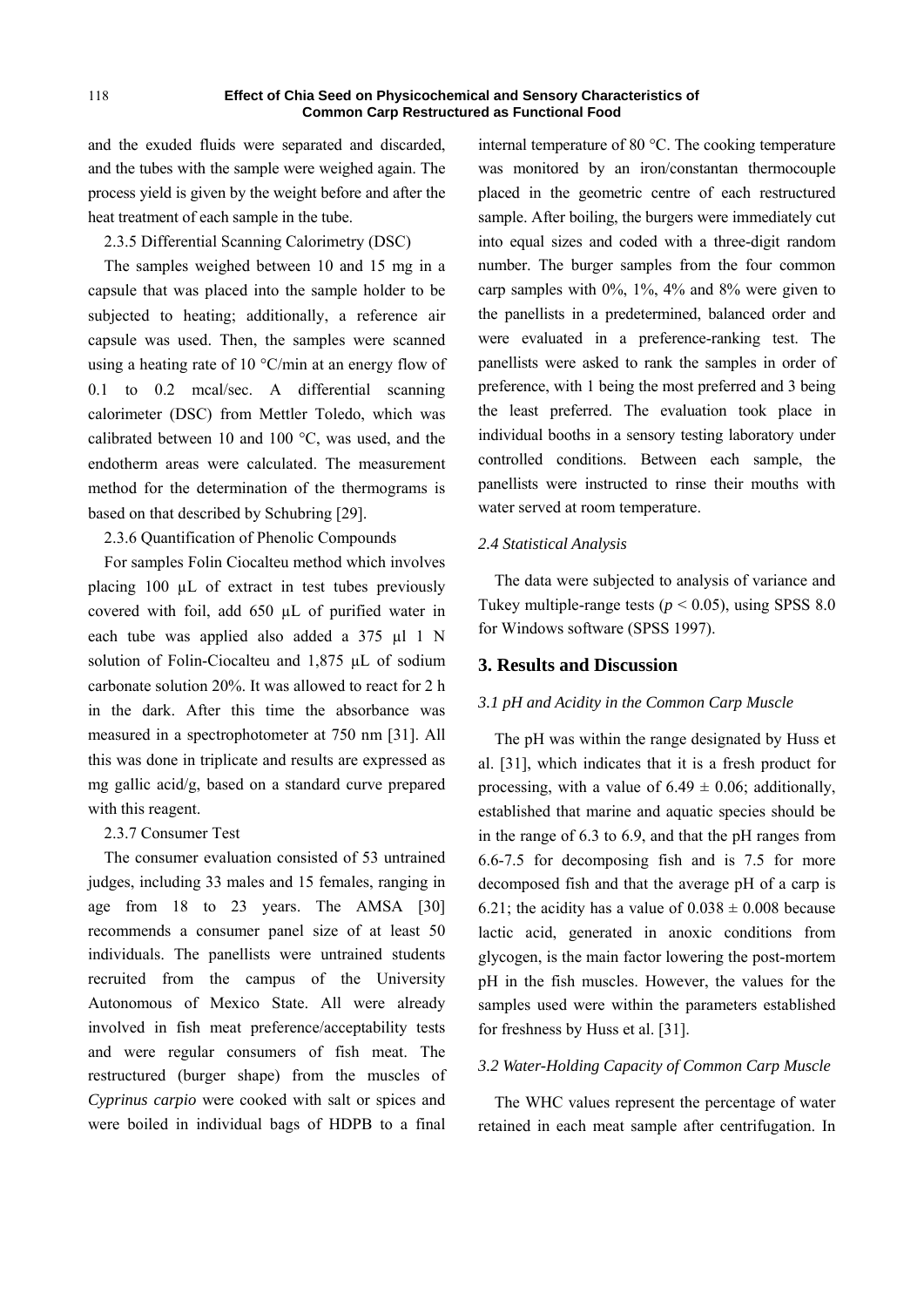and the exuded fluids were separated and discarded, and the tubes with the sample were weighed again. The process yield is given by the weight before and after the heat treatment of each sample in the tube.

2.3.5 Differential Scanning Calorimetry (DSC)

The samples weighed between 10 and 15 mg in a capsule that was placed into the sample holder to be subjected to heating; additionally, a reference air capsule was used. Then, the samples were scanned using a heating rate of 10 °C/min at an energy flow of 0.1 to 0.2 mcal/sec. A differential scanning calorimeter (DSC) from Mettler Toledo, which was calibrated between 10 and 100 °C, was used, and the endotherm areas were calculated. The measurement method for the determination of the thermograms is based on that described by Schubring [29].

2.3.6 Quantification of Phenolic Compounds

For samples Folin Ciocalteu method which involves placing 100 µL of extract in test tubes previously covered with foil, add 650 µL of purified water in each tube was applied also added a 375 µl 1 N solution of Folin-Ciocalteu and 1,875 µL of sodium carbonate solution 20%. It was allowed to react for 2 h in the dark. After this time the absorbance was measured in a spectrophotometer at 750 nm [31]. All this was done in triplicate and results are expressed as mg gallic acid/g, based on a standard curve prepared with this reagent.

2.3.7 Consumer Test

The consumer evaluation consisted of 53 untrained judges, including 33 males and 15 females, ranging in age from 18 to 23 years. The AMSA [30] recommends a consumer panel size of at least 50 individuals. The panellists were untrained students recruited from the campus of the University Autonomous of Mexico State. All were already involved in fish meat preference/acceptability tests and were regular consumers of fish meat. The restructured (burger shape) from the muscles of *Cyprinus carpio* were cooked with salt or spices and were boiled in individual bags of HDPB to a final internal temperature of 80 °C. The cooking temperature was monitored by an iron/constantan thermocouple placed in the geometric centre of each restructured sample. After boiling, the burgers were immediately cut into equal sizes and coded with a three-digit random number. The burger samples from the four common carp samples with 0%, 1%, 4% and 8% were given to the panellists in a predetermined, balanced order and were evaluated in a preference-ranking test. The panellists were asked to rank the samples in order of preference, with 1 being the most preferred and 3 being the least preferred. The evaluation took place in individual booths in a sensory testing laboratory under controlled conditions. Between each sample, the panellists were instructed to rinse their mouths with water served at room temperature.

### *2.4 Statistical Analysis*

The data were subjected to analysis of variance and Tukey multiple-range tests ($p < 0.05$), using SPSS 8.0 for Windows software (SPSS 1997).

## 3. Results and Discussion

### *3.1 pH and Acidity in the Common Carp Muscle*

The pH was within the range designated by Huss et al. [31], which indicates that it is a fresh product for processing, with a value of $6.49 \pm 0.06$; additionally, established that marine and aquatic species should be in the range of 6.3 to 6.9, and that the pH ranges from 6.6-7.5 for decomposing fish and is 7.5 for more decomposed fish and that the average pH of a carp is 6.21; the acidity has a value of $0.038 \pm 0.008$ because lactic acid, generated in anoxic conditions from glycogen, is the main factor lowering the post-mortem pH in the fish muscles. However, the values for the samples used were within the parameters established for freshness by Huss et al. [31].

### *3.2 Water-Holding Capacity of Common Carp Muscle*

The WHC values represent the percentage of water retained in each meat sample after centrifugation. In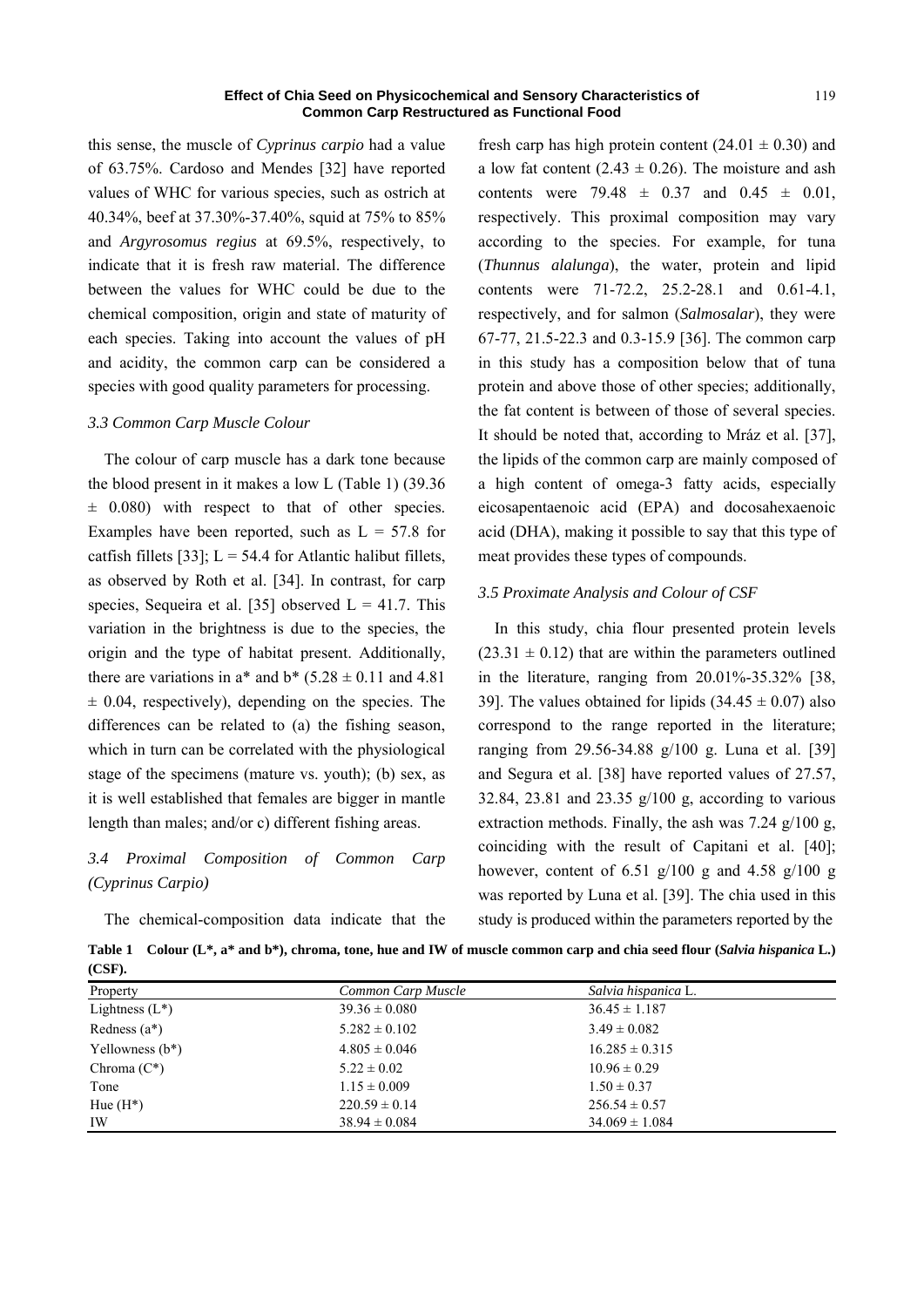this sense, the muscle of *Cyprinus carpio* had a value of 63.75%. Cardoso and Mendes [32] have reported values of WHC for various species, such as ostrich at 40.34%, beef at 37.30%-37.40%, squid at 75% to 85% and *Argyrosomus regius* at 69.5%, respectively, to indicate that it is fresh raw material. The difference between the values for WHC could be due to the chemical composition, origin and state of maturity of each species. Taking into account the values of pH and acidity, the common carp can be considered a species with good quality parameters for processing.

### *3.3 Common Carp Muscle Colour*

The colour of carp muscle has a dark tone because the blood present in it makes a low L (Table 1) (39.36 ± 0.080) with respect to that of other species. Examples have been reported, such as L = 57.8 for catfish fillets [33]; L = 54.4 for Atlantic halibut fillets, as observed by Roth et al. [34]. In contrast, for carp species, Sequeira et al. [35] observed L = 41.7. This variation in the brightness is due to the species, the origin and the type of habitat present. Additionally, there are variations in a* and b* (5.28 ± 0.11 and 4.81 ± 0.04, respectively), depending on the species. The differences can be related to (a) the fishing season, which in turn can be correlated with the physiological stage of the specimens (mature vs. youth); (b) sex, as it is well established that females are bigger in mantle length than males; and/or c) different fishing areas.

### *3.4 Proximal Composition of Common Carp (Cyprinus Carpio)*

The chemical-composition data indicate that the fresh carp has high protein content (24.01 ± 0.30) and a low fat content (2.43 ± 0.26). The moisture and ash contents were 79.48 ± 0.37 and 0.45 ± 0.01, respectively. This proximal composition may vary according to the species. For example, for tuna (*Thunnus alalunga*), the water, protein and lipid contents were 71-72.2, 25.2-28.1 and 0.61-4.1, respectively, and for salmon (*Salmosalar*), they were 67-77, 21.5-22.3 and 0.3-15.9 [36]. The common carp in this study has a composition below that of tuna protein and above those of other species; additionally, the fat content is between of those of several species. It should be noted that, according to Mráz et al. [37], the lipids of the common carp are mainly composed of a high content of omega-3 fatty acids, especially eicosapentaenoic acid (EPA) and docosahexaenoic acid (DHA), making it possible to say that this type of meat provides these types of compounds.

### *3.5 Proximate Analysis and Colour of CSF*

In this study, chia flour presented protein levels (23.31 ± 0.12) that are within the parameters outlined in the literature, ranging from 20.01%-35.32% [38, 39]. The values obtained for lipids (34.45 ± 0.07) also correspond to the range reported in the literature; ranging from 29.56-34.88 g/100 g. Luna et al. [39] and Segura et al. [38] have reported values of 27.57, 32.84, 23.81 and 23.35 g/100 g, according to various extraction methods. Finally, the ash was 7.24 g/100 g, coinciding with the result of Capitani et al. [40]; however, content of 6.51 g/100 g and 4.58 g/100 g was reported by Luna et al. [39]. The chia used in this study is produced within the parameters reported by the

**Table 1 Colour (L*, a* and b*), chroma, tone, hue and IW of muscle common carp and chia seed flour (*Salvia hispanica* L.) (CSF).**

| Property | *Common Carp Muscle* | *Salvia hispanica* L. |
|---|---|---|
| Lightness (L*) | 39.36 ± 0.080 | 36.45 ± 1.187 |
| Redness (a*) | 5.282 ± 0.102 | 3.49 ± 0.082 |
| Yellowness (b*) | 4.805 ± 0.046 | 16.285 ± 0.315 |
| Chroma (C*) | 5.22 ± 0.02 | 10.96 ± 0.29 |
| Tone | 1.15 ± 0.009 | 1.50 ± 0.37 |
| Hue (H*) | 220.59 ± 0.14 | 256.54 ± 0.57 |
| IW | 38.94 ± 0.084 | 34.069 ± 1.084 |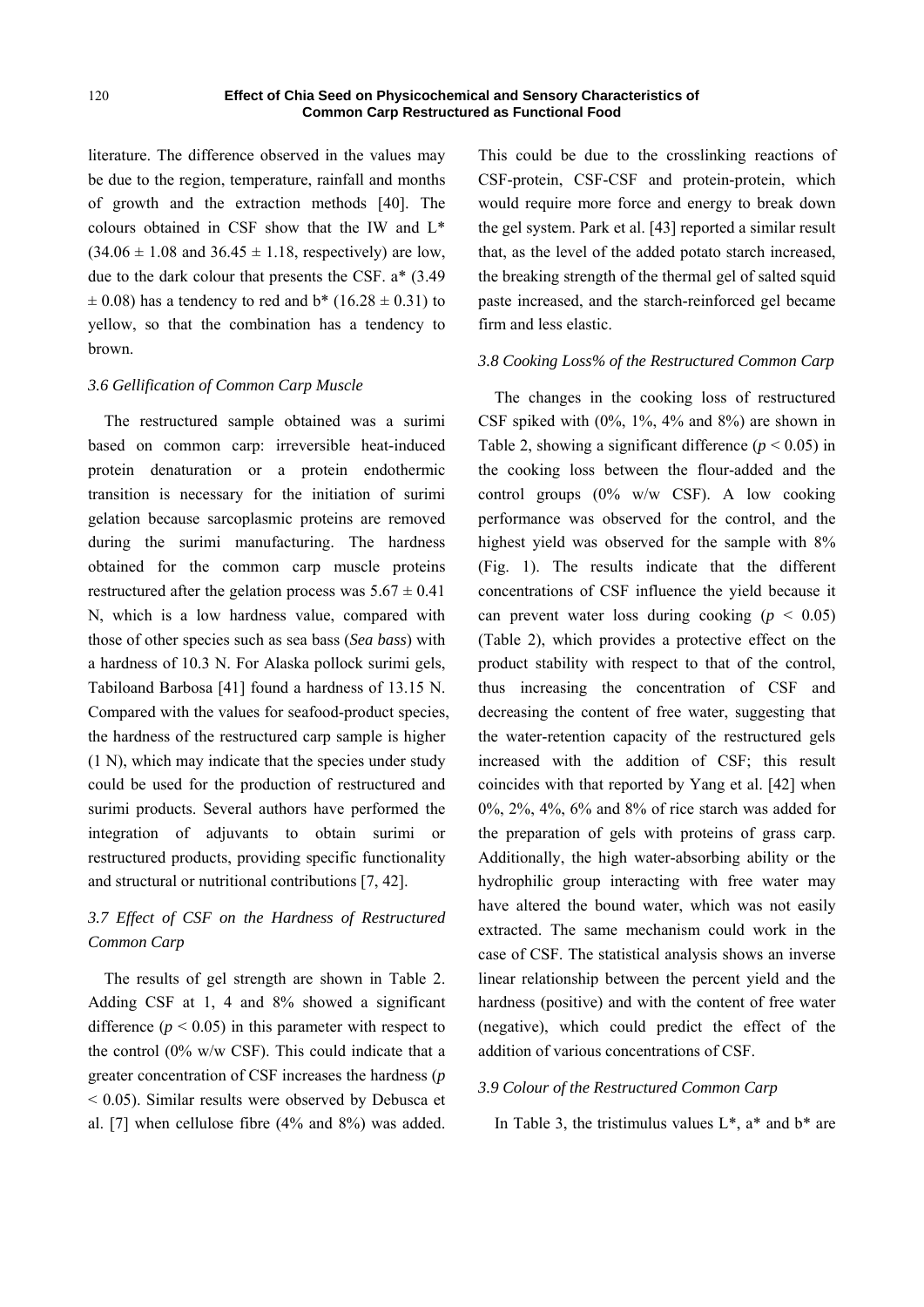literature. The difference observed in the values may be due to the region, temperature, rainfall and months of growth and the extraction methods [40]. The colours obtained in CSF show that the IW and L* ($34.06 \pm 1.08$ and $36.45 \pm 1.18$, respectively) are low, due to the dark colour that presents the CSF. a* ($3.49 \pm 0.08$) has a tendency to red and b* ($16.28 \pm 0.31$) to yellow, so that the combination has a tendency to brown.

### *3.6 Gellification of Common Carp Muscle*

The restructured sample obtained was a surimi based on common carp: irreversible heat-induced protein denaturation or a protein endothermic transition is necessary for the initiation of surimi gelation because sarcoplasmic proteins are removed during the surimi manufacturing. The hardness obtained for the common carp muscle proteins restructured after the gelation process was $5.67 \pm 0.41$ N, which is a low hardness value, compared with those of other species such as sea bass (*Sea bass*) with a hardness of 10.3 N. For Alaska pollock surimi gels, Tabiloand Barbosa [41] found a hardness of 13.15 N. Compared with the values for seafood-product species, the hardness of the restructured carp sample is higher (1 N), which may indicate that the species under study could be used for the production of restructured and surimi products. Several authors have performed the integration of adjuvants to obtain surimi or restructured products, providing specific functionality and structural or nutritional contributions [7, 42].

### *3.7 Effect of CSF on the Hardness of Restructured Common Carp*

The results of gel strength are shown in Table 2. Adding CSF at 1, 4 and 8% showed a significant difference ($p < 0.05$) in this parameter with respect to the control (0% w/w CSF). This could indicate that a greater concentration of CSF increases the hardness ($p < 0.05$). Similar results were observed by Debusca et al. [7] when cellulose fibre (4% and 8%) was added. This could be due to the crosslinking reactions of CSF-protein, CSF-CSF and protein-protein, which would require more force and energy to break down the gel system. Park et al. [43] reported a similar result that, as the level of the added potato starch increased, the breaking strength of the thermal gel of salted squid paste increased, and the starch-reinforced gel became firm and less elastic.

### *3.8 Cooking Loss% of the Restructured Common Carp*

The changes in the cooking loss of restructured CSF spiked with (0%, 1%, 4% and 8%) are shown in Table 2, showing a significant difference ($p < 0.05$) in the cooking loss between the flour-added and the control groups (0% w/w CSF). A low cooking performance was observed for the control, and the highest yield was observed for the sample with 8% (Fig. 1). The results indicate that the different concentrations of CSF influence the yield because it can prevent water loss during cooking ($p < 0.05$) (Table 2), which provides a protective effect on the product stability with respect to that of the control, thus increasing the concentration of CSF and decreasing the content of free water, suggesting that the water-retention capacity of the restructured gels increased with the addition of CSF; this result coincides with that reported by Yang et al. [42] when 0%, 2%, 4%, 6% and 8% of rice starch was added for the preparation of gels with proteins of grass carp. Additionally, the high water-absorbing ability or the hydrophilic group interacting with free water may have altered the bound water, which was not easily extracted. The same mechanism could work in the case of CSF. The statistical analysis shows an inverse linear relationship between the percent yield and the hardness (positive) and with the content of free water (negative), which could predict the effect of the addition of various concentrations of CSF.

### *3.9 Colour of the Restructured Common Carp*

In Table 3, the tristimulus values L*, a* and b* are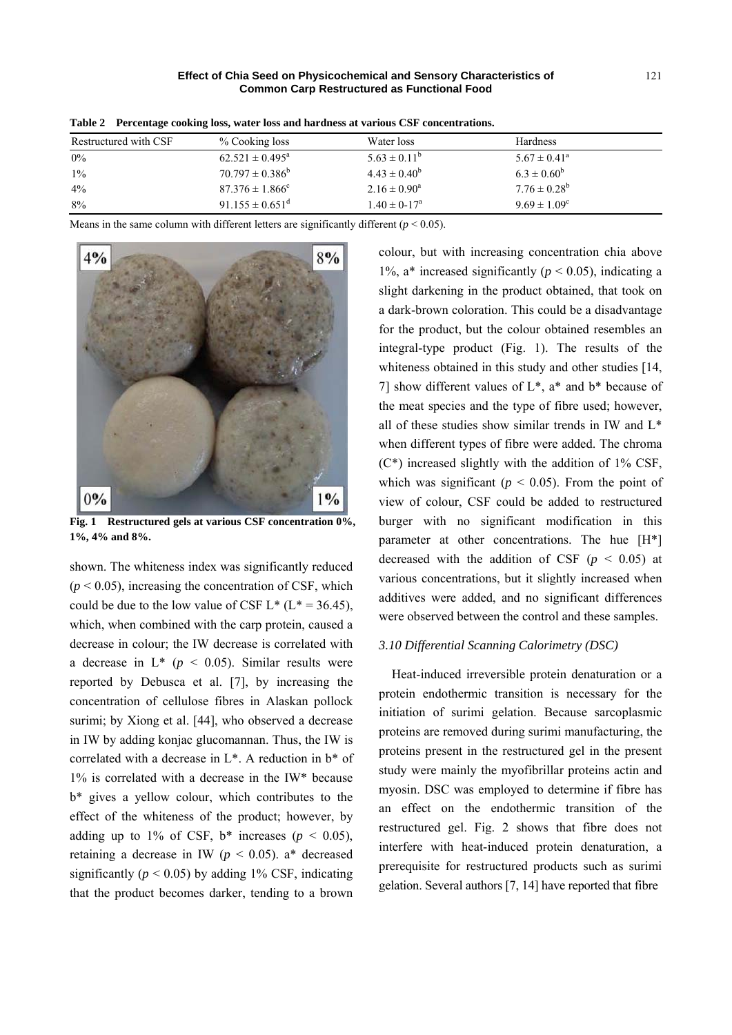**Table 2 Percentage cooking loss, water loss and hardness at various CSF concentrations.**

| Restructured with CSF | % Cooking loss | Water loss | Hardness |
|---|---|---|---|
| 0% | $62.521 \pm 0.495^a$ | $5.63 \pm 0.11^b$ | $5.67 \pm 0.41^a$ |
| 1% | $70.797 \pm 0.386^b$ | $4.43 \pm 0.40^b$ | $6.3 \pm 0.60^b$ |
| 4% | $87.376 \pm 1.866^c$ | $2.16 \pm 0.90^a$ | $7.76 \pm 0.28^b$ |
| 8% | $91.155 \pm 0.651^d$ | $1.40 \pm 0\text{-}17^a$ | $9.69 \pm 1.09^c$ |

Means in the same column with different letters are significantly different ($p < 0.05$).

**Fig. 1 Restructured gels at various CSF concentration 0%, 1%, 4% and 8%.**

shown. The whiteness index was significantly reduced ($p < 0.05$), increasing the concentration of CSF, which could be due to the low value of CSF L* (L* = 36.45), which, when combined with the carp protein, caused a decrease in colour; the IW decrease is correlated with a decrease in L* ($p < 0.05$). Similar results were reported by Debusca et al. [7], by increasing the concentration of cellulose fibres in Alaskan pollock surimi; by Xiong et al. [44], who observed a decrease in IW by adding konjac glucomannan. Thus, the IW is correlated with a decrease in L*. A reduction in b* of 1% is correlated with a decrease in the IW* because b* gives a yellow colour, which contributes to the effect of the whiteness of the product; however, by adding up to 1% of CSF, b* increases ($p < 0.05$), retaining a decrease in IW ($p < 0.05$). a* decreased significantly ($p < 0.05$) by adding 1% CSF, indicating that the product becomes darker, tending to a brown colour, but with increasing concentration chia above 1%, a* increased significantly ($p < 0.05$), indicating a slight darkening in the product obtained, that took on a dark-brown coloration. This could be a disadvantage for the product, but the colour obtained resembles an integral-type product (Fig. 1). The results of the whiteness obtained in this study and other studies [14, 7] show different values of L*, a* and b* because of the meat species and the type of fibre used; however, all of these studies show similar trends in IW and L* when different types of fibre were added. The chroma (C*) increased slightly with the addition of 1% CSF, which was significant ($p < 0.05$). From the point of view of colour, CSF could be added to restructured burger with no significant modification in this parameter at other concentrations. The hue [H*] decreased with the addition of CSF ($p < 0.05$) at various concentrations, but it slightly increased when additives were added, and no significant differences were observed between the control and these samples.

### *3.10 Differential Scanning Calorimetry (DSC)*

Heat-induced irreversible protein denaturation or a protein endothermic transition is necessary for the initiation of surimi gelation. Because sarcoplasmic proteins are removed during surimi manufacturing, the proteins present in the restructured gel in the present study were mainly the myofibrillar proteins actin and myosin. DSC was employed to determine if fibre has an effect on the endothermic transition of the restructured gel. Fig. 2 shows that fibre does not interfere with heat-induced protein denaturation, a prerequisite for restructured products such as surimi gelation. Several authors [7, 14] have reported that fibre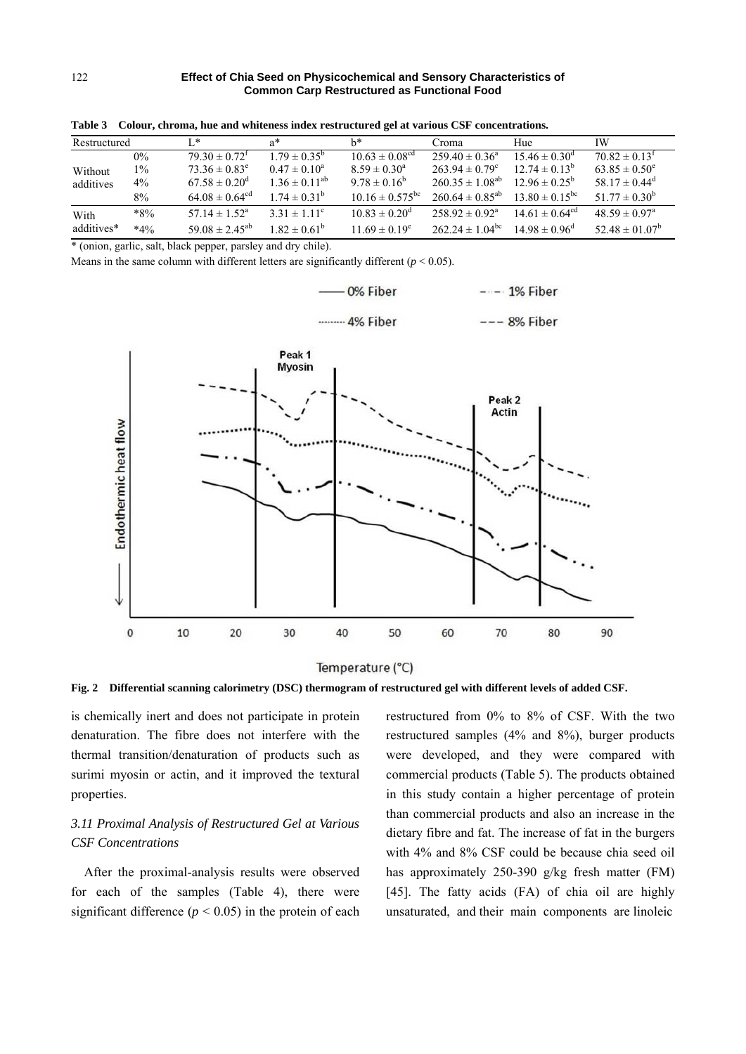**Table 3 Colour, chroma, hue and whiteness index restructured gel at various CSF concentrations.**

| Restructured | | L* | a* | b* | Croma | Hue | IW |
|---|---|---|---|---|---|---|---|
| Without additives | 0% | 79.30 ± 0.72[f] | 1.79 ± 0.35[b] | 10.63 ± 0.08[cd] | 259.40 ± 0.36[a] | 15.46 ± 0.30[d] | 70.82 ± 0.13[f] |
| | 1% | 73.36 ± 0.83[e] | 0.47 ± 0.10[a] | 8.59 ± 0.30[a] | 263.94 ± 0.79[c] | 12.74 ± 0.13[b] | 63.85 ± 0.50[e] |
| | 4% | 67.58 ± 0.20[d] | 1.36 ± 0.11[ab] | 9.78 ± 0.16[b] | 260.35 ± 1.08[ab] | 12.96 ± 0.25[b] | 58.17 ± 0.44[d] |
| | 8% | 64.08 ± 0.64[cd] | 1.74 ± 0.31[b] | 10.16 ± 0.575[bc] | 260.64 ± 0.85[ab] | 13.80 ± 0.15[bc] | 51.77 ± 0.30[b] |
| With additives* | *8% | 57.14 ± 1.52[a] | 3.31 ± 1.11[c] | 10.83 ± 0.20[d] | 258.92 ± 0.92[a] | 14.61 ± 0.64[cd] | 48.59 ± 0.97[a] |
| | *4% | 59.08 ± 2.45[ab] | 1.82 ± 0.61[b] | 11.69 ± 0.19[e] | 262.24 ± 1.04[bc] | 14.98 ± 0.96[d] | 52.48 ± 01.07[b] |

* (onion, garlic, salt, black pepper, parsley and dry chile).

Means in the same column with different letters are significantly different ($p < 0.05$).

**Fig. 2 Differential scanning calorimetry (DSC) thermogram of restructured gel with different levels of added CSF.**

is chemically inert and does not participate in protein denaturation. The fibre does not interfere with the thermal transition/denaturation of products such as surimi myosin or actin, and it improved the textural properties.

### *3.11 Proximal Analysis of Restructured Gel at Various CSF Concentrations*

After the proximal-analysis results were observed for each of the samples (Table 4), there were significant difference ($p < 0.05$) in the protein of each restructured from 0% to 8% of CSF. With the two restructured samples (4% and 8%), burger products were developed, and they were compared with commercial products (Table 5). The products obtained in this study contain a higher percentage of protein than commercial products and also an increase in the dietary fibre and fat. The increase of fat in the burgers with 4% and 8% CSF could be because chia seed oil has approximately 250-390 g/kg fresh matter (FM) [45]. The fatty acids (FA) of chia oil are highly unsaturated, and their main components are linoleic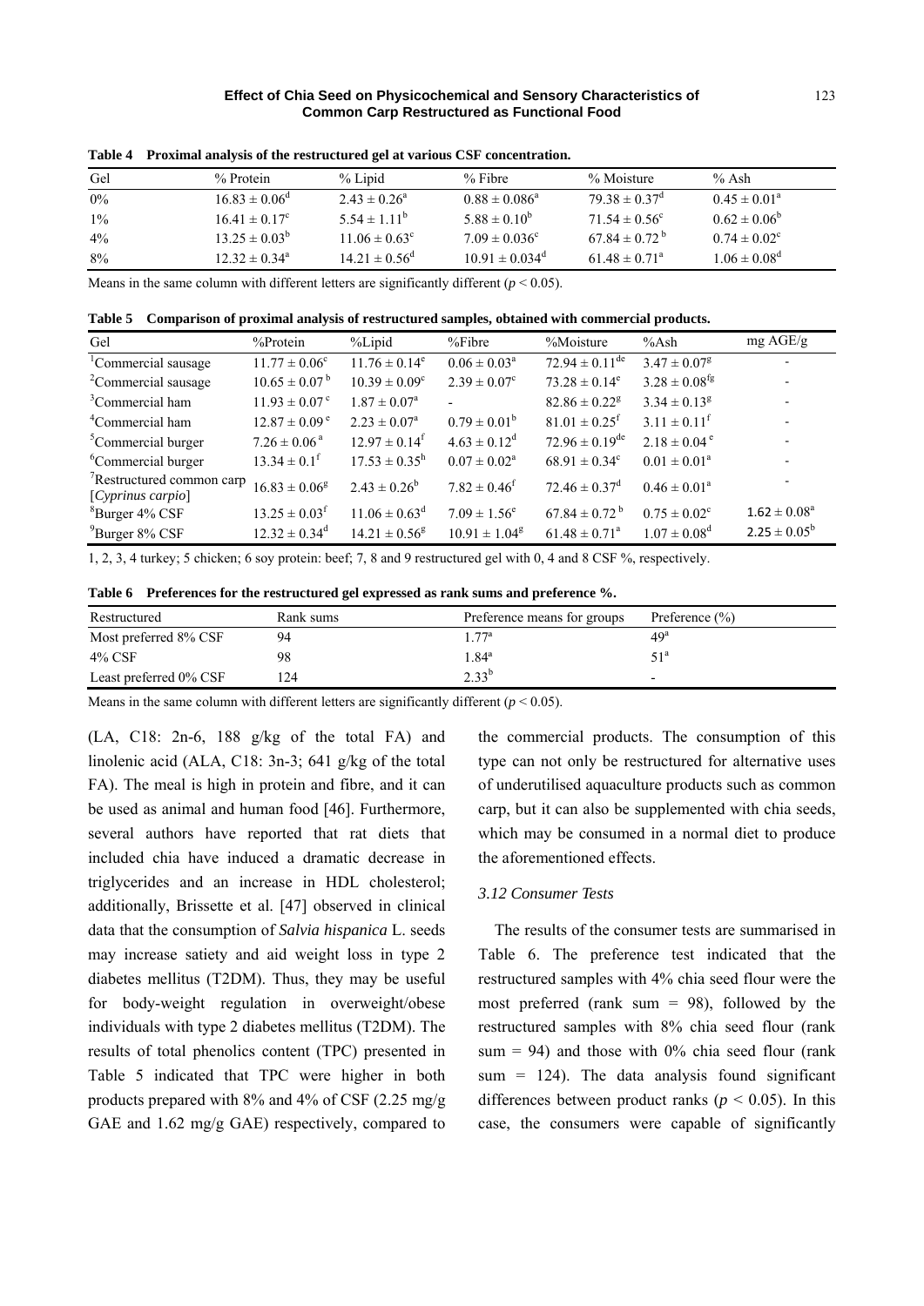**Table 4 Proximal analysis of the restructured gel at various CSF concentration.**

| Gel | % Protein | % Lipid | % Fibre | % Moisture | % Ash |
|---|---|---|---|---|---|
| 0% | $16.83 \pm 0.06^d$ | $2.43 \pm 0.26^a$ | $0.88 \pm 0.086^a$ | $79.38 \pm 0.37^d$ | $0.45 \pm 0.01^a$ |
| 1% | $16.41 \pm 0.17^c$ | $5.54 \pm 1.11^b$ | $5.88 \pm 0.10^b$ | $71.54 \pm 0.56^c$ | $0.62 \pm 0.06^b$ |
| 4% | $13.25 \pm 0.03^b$ | $11.06 \pm 0.63^c$ | $7.09 \pm 0.036^c$ | $67.84 \pm 0.72^b$ | $0.74 \pm 0.02^c$ |
| 8% | $12.32 \pm 0.34^a$ | $14.21 \pm 0.56^d$ | $10.91 \pm 0.034^d$ | $61.48 \pm 0.71^a$ | $1.06 \pm 0.08^d$ |

Means in the same column with different letters are significantly different ($p < 0.05$).

**Table 5 Comparison of proximal analysis of restructured samples, obtained with commercial products.**

| Gel | %Protein | %Lipid | %Fibre | %Moisture | %Ash | mg AGE/g |
|---|---|---|---|---|---|---|
| [1]Commercial sausage | $11.77 \pm 0.06^c$ | $11.76 \pm 0.14^e$ | $0.06 \pm 0.03^a$ | $72.94 \pm 0.11^{de}$ | $3.47 \pm 0.07^g$ | - |
| [2]Commercial sausage | $10.65 \pm 0.07^b$ | $10.39 \pm 0.09^c$ | $2.39 \pm 0.07^c$ | $73.28 \pm 0.14^e$ | $3.28 \pm 0.08^{fg}$ | - |
| [3]Commercial ham | $11.93 \pm 0.07^c$ | $1.87 \pm 0.07^a$ | - | $82.86 \pm 0.22^g$ | $3.34 \pm 0.13^g$ | - |
| [4]Commercial ham | $12.87 \pm 0.09^e$ | $2.23 \pm 0.07^a$ | $0.79 \pm 0.01^b$ | $81.01 \pm 0.25^f$ | $3.11 \pm 0.11^f$ | - |
| [5]Commercial burger | $7.26 \pm 0.06^a$ | $12.97 \pm 0.14^f$ | $4.63 \pm 0.12^d$ | $72.96 \pm 0.19^{de}$ | $2.18 \pm 0.04^e$ | - |
| [6]Commercial burger | $13.34 \pm 0.1^f$ | $17.53 \pm 0.35^h$ | $0.07 \pm 0.02^a$ | $68.91 \pm 0.34^c$ | $0.01 \pm 0.01^a$ | - |
| [7]Restructured common carp [*Cyprinus carpio*] | $16.83 \pm 0.06^g$ | $2.43 \pm 0.26^b$ | $7.82 \pm 0.46^f$ | $72.46 \pm 0.37^d$ | $0.46 \pm 0.01^a$ | - |
| [8]Burger 4% CSF | $13.25 \pm 0.03^f$ | $11.06 \pm 0.63^d$ | $7.09 \pm 1.56^e$ | $67.84 \pm 0.72^b$ | $0.75 \pm 0.02^c$ | $1.62 \pm 0.08^a$ |
| [9]Burger 8% CSF | $12.32 \pm 0.34^d$ | $14.21 \pm 0.56^g$ | $10.91 \pm 1.04^g$ | $61.48 \pm 0.71^a$ | $1.07 \pm 0.08^d$ | $2.25 \pm 0.05^b$ |

1, 2, 3, 4 turkey; 5 chicken; 6 soy protein: beef; 7, 8 and 9 restructured gel with 0, 4 and 8 CSF %, respectively.

**Table 6 Preferences for the restructured gel expressed as rank sums and preference %.**

| Restructured | Rank sums | Preference means for groups | Preference (%) |
|---|---|---|---|
| Most preferred 8% CSF | 94 | $1.77^a$ | $49^a$ |
| 4% CSF | 98 | $1.84^a$ | $51^a$ |
| Least preferred 0% CSF | 124 | $2.33^b$ | - |

Means in the same column with different letters are significantly different ($p < 0.05$).

(LA, C18: 2n-6, 188 g/kg of the total FA) and linolenic acid (ALA, C18: 3n-3; 641 g/kg of the total FA). The meal is high in protein and fibre, and it can be used as animal and human food [46]. Furthermore, several authors have reported that rat diets that included chia have induced a dramatic decrease in triglycerides and an increase in HDL cholesterol; additionally, Brissette et al. [47] observed in clinical data that the consumption of *Salvia hispanica* L. seeds may increase satiety and aid weight loss in type 2 diabetes mellitus (T2DM). Thus, they may be useful for body-weight regulation in overweight/obese individuals with type 2 diabetes mellitus (T2DM). The results of total phenolics content (TPC) presented in Table 5 indicated that TPC were higher in both products prepared with 8% and 4% of CSF (2.25 mg/g GAE and 1.62 mg/g GAE) respectively, compared to the commercial products. The consumption of this type can not only be restructured for alternative uses of underutilised aquaculture products such as common carp, but it can also be supplemented with chia seeds, which may be consumed in a normal diet to produce the aforementioned effects.

### 3.12 Consumer Tests

The results of the consumer tests are summarised in Table 6. The preference test indicated that the restructured samples with 4% chia seed flour were the most preferred (rank sum = 98), followed by the restructured samples with 8% chia seed flour (rank sum = 94) and those with 0% chia seed flour (rank sum = 124). The data analysis found significant differences between product ranks ($p < 0.05$). In this case, the consumers were capable of significantly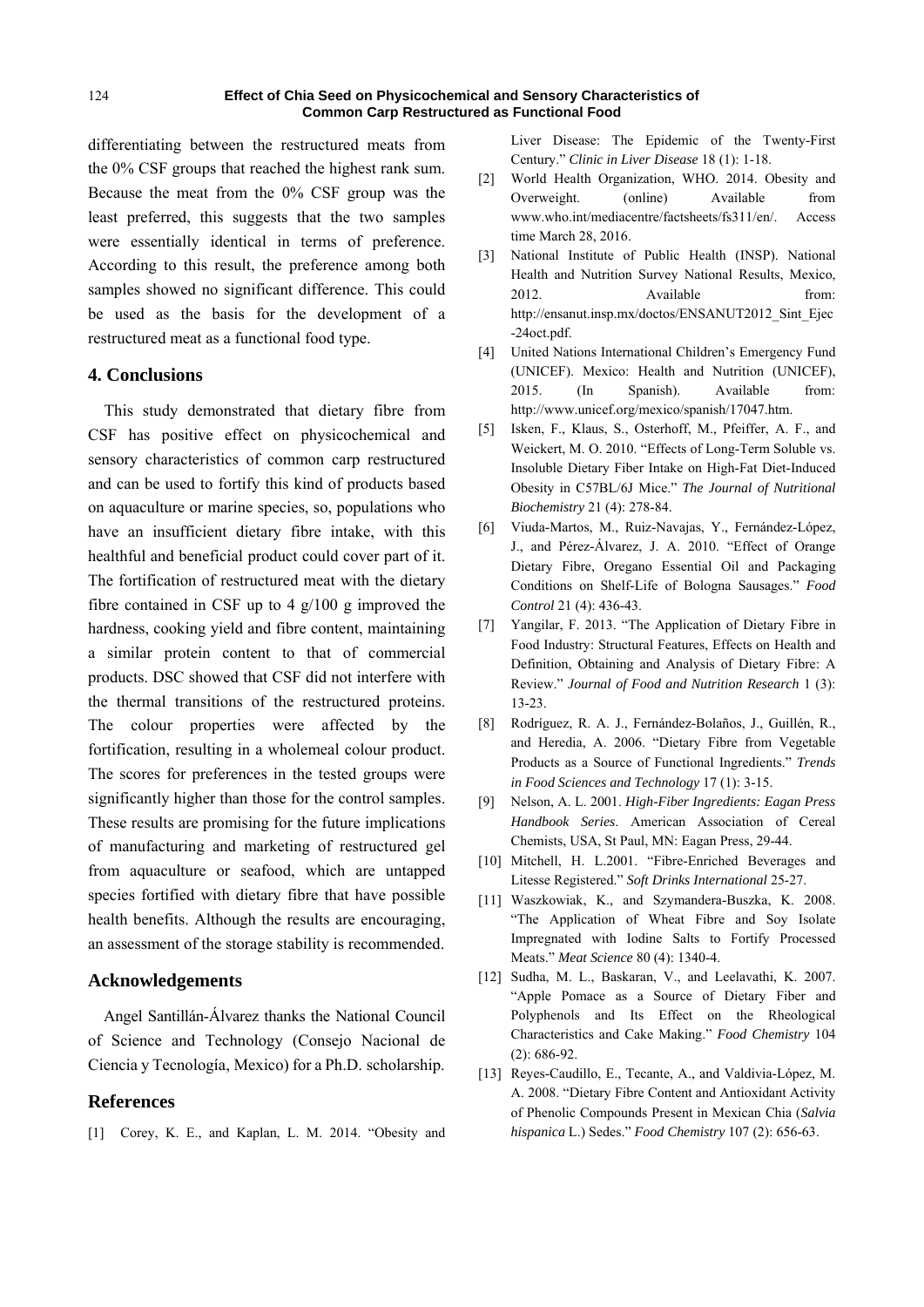differentiating between the restructured meats from the 0% CSF groups that reached the highest rank sum. Because the meat from the 0% CSF group was the least preferred, this suggests that the two samples were essentially identical in terms of preference. According to this result, the preference among both samples showed no significant difference. This could be used as the basis for the development of a restructured meat as a functional food type.

## 4. Conclusions

This study demonstrated that dietary fibre from CSF has positive effect on physicochemical and sensory characteristics of common carp restructured and can be used to fortify this kind of products based on aquaculture or marine species, so, populations who have an insufficient dietary fibre intake, with this healthful and beneficial product could cover part of it. The fortification of restructured meat with the dietary fibre contained in CSF up to 4 g/100 g improved the hardness, cooking yield and fibre content, maintaining a similar protein content to that of commercial products. DSC showed that CSF did not interfere with the thermal transitions of the restructured proteins. The colour properties were affected by the fortification, resulting in a wholemeal colour product. The scores for preferences in the tested groups were significantly higher than those for the control samples. These results are promising for the future implications of manufacturing and marketing of restructured gel from aquaculture or seafood, which are untapped species fortified with dietary fibre that have possible health benefits. Although the results are encouraging, an assessment of the storage stability is recommended.

## Acknowledgements

Angel Santillán-Álvarez thanks the National Council of Science and Technology (Consejo Nacional de Ciencia y Tecnología, Mexico) for a Ph.D. scholarship.

## References

[1] Corey, K. E., and Kaplan, L. M. 2014. "Obesity and Liver Disease: The Epidemic of the Twenty-First Century." *Clinic in Liver Disease* 18 (1): 1-18.

[2] World Health Organization, WHO. 2014. Obesity and Overweight. (online) Available from www.who.int/mediacentre/factsheets/fs311/en/. Access time March 28, 2016.

[3] National Institute of Public Health (INSP). National Health and Nutrition Survey National Results, Mexico, 2012. Available from: http://ensanut.insp.mx/doctos/ENSANUT2012_Sint_Ejec-24oct.pdf.

[4] United Nations International Children's Emergency Fund (UNICEF). Mexico: Health and Nutrition (UNICEF), 2015. (In Spanish). Available from: http://www.unicef.org/mexico/spanish/17047.htm.

[5] Isken, F., Klaus, S., Osterhoff, M., Pfeiffer, A. F., and Weickert, M. O. 2010. "Effects of Long-Term Soluble vs. Insoluble Dietary Fiber Intake on High-Fat Diet-Induced Obesity in C57BL/6J Mice." *The Journal of Nutritional Biochemistry* 21 (4): 278-84.

[6] Viuda-Martos, M., Ruiz-Navajas, Y., Fernández-López, J., and Pérez-Álvarez, J. A. 2010. "Effect of Orange Dietary Fibre, Oregano Essential Oil and Packaging Conditions on Shelf-Life of Bologna Sausages." *Food Control* 21 (4): 436-43.

[7] Yangilar, F. 2013. "The Application of Dietary Fibre in Food Industry: Structural Features, Effects on Health and Definition, Obtaining and Analysis of Dietary Fibre: A Review." *Journal of Food and Nutrition Research* 1 (3): 13-23.

[8] Rodríguez, R. A. J., Fernández-Bolaños, J., Guillén, R., and Heredia, A. 2006. "Dietary Fibre from Vegetable Products as a Source of Functional Ingredients." *Trends in Food Sciences and Technology* 17 (1): 3-15.

[9] Nelson, A. L. 2001. *High-Fiber Ingredients: Eagan Press Handbook Series*. American Association of Cereal Chemists, USA, St Paul, MN: Eagan Press, 29-44.

[10] Mitchell, H. L.2001. "Fibre-Enriched Beverages and Litesse Registered." *Soft Drinks International* 25-27.

[11] Waszkowiak, K., and Szymandera-Buszka, K. 2008. "The Application of Wheat Fibre and Soy Isolate Impregnated with Iodine Salts to Fortify Processed Meats." *Meat Science* 80 (4): 1340-4.

[12] Sudha, M. L., Baskaran, V., and Leelavathi, K. 2007. "Apple Pomace as a Source of Dietary Fiber and Polyphenols and Its Effect on the Rheological Characteristics and Cake Making." *Food Chemistry* 104 (2): 686-92.

[13] Reyes-Caudillo, E., Tecante, A., and Valdivia-López, M. A. 2008. "Dietary Fibre Content and Antioxidant Activity of Phenolic Compounds Present in Mexican Chia (*Salvia hispanica* L.) Sedes." *Food Chemistry* 107 (2): 656-63.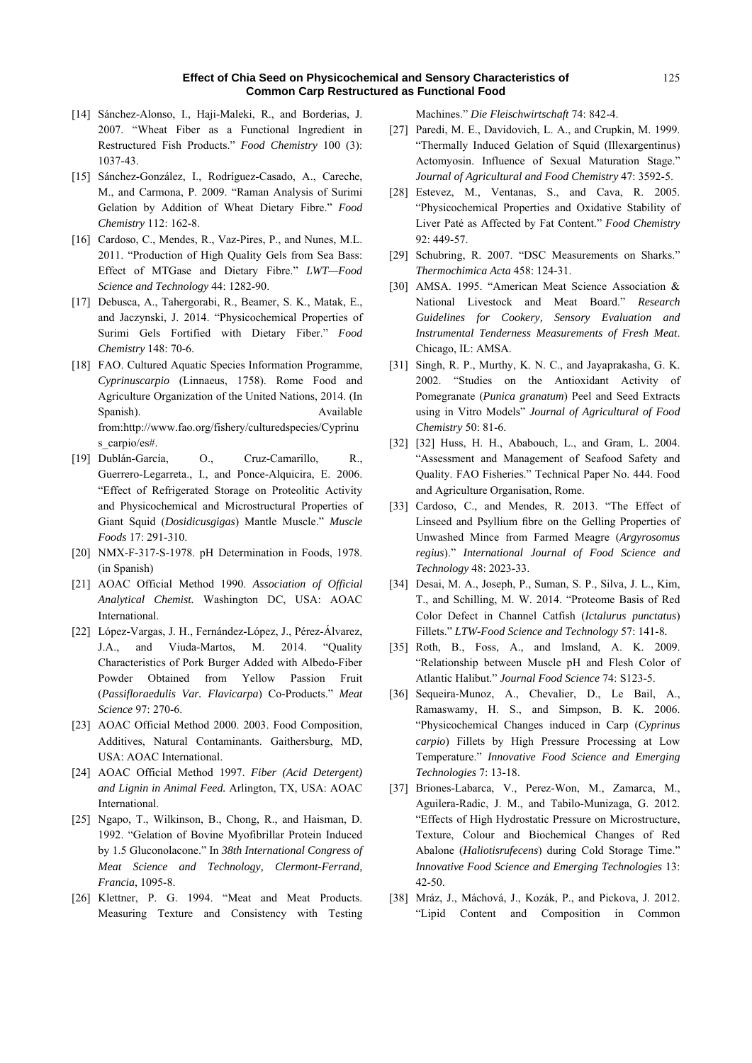[14] Sánchez-Alonso, I., Haji-Maleki, R., and Borderias, J. 2007. "Wheat Fiber as a Functional Ingredient in Restructured Fish Products." *Food Chemistry* 100 (3): 1037-43.

[15] Sánchez-González, I., Rodríguez-Casado, A., Careche, M., and Carmona, P. 2009. "Raman Analysis of Surimi Gelation by Addition of Wheat Dietary Fibre." *Food Chemistry* 112: 162-8.

[16] Cardoso, C., Mendes, R., Vaz-Pires, P., and Nunes, M.L. 2011. "Production of High Quality Gels from Sea Bass: Effect of MTGase and Dietary Fibre." *LWT—Food Science and Technology* 44: 1282-90.

[17] Debusca, A., Tahergorabi, R., Beamer, S. K., Matak, E., and Jaczynski, J. 2014. "Physicochemical Properties of Surimi Gels Fortified with Dietary Fiber." *Food Chemistry* 148: 70-6.

[18] FAO. Cultured Aquatic Species Information Programme, *Cyprinuscarpio* (Linnaeus, 1758). Rome Food and Agriculture Organization of the United Nations, 2014. (In Spanish). Available from:http://www.fao.org/fishery/culturedspecies/Cyprinus_carpio/es#.

[19] Dublán-García, O., Cruz-Camarillo, R., Guerrero-Legarreta., I., and Ponce-Alquicira, E. 2006. "Effect of Refrigerated Storage on Proteolitic Activity and Physicochemical and Microstructural Properties of Giant Squid (*Dosidicusgigas*) Mantle Muscle." *Muscle Foods* 17: 291-310.

[20] NMX-F-317-S-1978. pH Determination in Foods, 1978. (in Spanish)

[21] AOAC Official Method 1990. *Association of Official Analytical Chemist.* Washington DC, USA: AOAC International.

[22] López-Vargas, J. H., Fernández-López, J., Pérez-Álvarez, J.A., and Viuda-Martos, M. 2014. "Quality Characteristics of Pork Burger Added with Albedo-Fiber Powder Obtained from Yellow Passion Fruit (*Passifloraedulis Var. Flavicarpa*) Co-Products." *Meat Science* 97: 270-6.

[23] AOAC Official Method 2000. 2003. Food Composition, Additives, Natural Contaminants. Gaithersburg, MD, USA: AOAC International.

[24] AOAC Official Method 1997. *Fiber (Acid Detergent) and Lignin in Animal Feed.* Arlington, TX, USA: AOAC International.

[25] Ngapo, T., Wilkinson, B., Chong, R., and Haisman, D. 1992. "Gelation of Bovine Myofibrillar Protein Induced by 1.5 Gluconolacone." In *38th International Congress of Meat Science and Technology, Clermont-Ferrand, Francia*, 1095-8.

[26] Klettner, P. G. 1994. "Meat and Meat Products. Measuring Texture and Consistency with Testing Machines." *Die Fleischwirtschaft* 74: 842-4.

[27] Paredi, M. E., Davidovich, L. A., and Crupkin, M. 1999. "Thermally Induced Gelation of Squid (Illexargentinus) Actomyosin. Influence of Sexual Maturation Stage." *Journal of Agricultural and Food Chemistry* 47: 3592-5.

[28] Estevez, M., Ventanas, S., and Cava, R. 2005. "Physicochemical Properties and Oxidative Stability of Liver Paté as Affected by Fat Content." *Food Chemistry* 92: 449-57.

[29] Schubring, R. 2007. "DSC Measurements on Sharks." *Thermochimica Acta* 458: 124-31.

[30] AMSA. 1995. "American Meat Science Association & National Livestock and Meat Board." *Research Guidelines for Cookery, Sensory Evaluation and Instrumental Tenderness Measurements of Fresh Meat*. Chicago, IL: AMSA.

[31] Singh, R. P., Murthy, K. N. C., and Jayaprakasha, G. K. 2002. "Studies on the Antioxidant Activity of Pomegranate (*Punica granatum*) Peel and Seed Extracts using in Vitro Models" *Journal of Agricultural of Food Chemistry* 50: 81-6.

[32] [32] Huss, H. H., Ababouch, L., and Gram, L. 2004. "Assessment and Management of Seafood Safety and Quality. FAO Fisheries." Technical Paper No. 444. Food and Agriculture Organisation, Rome.

[33] Cardoso, C., and Mendes, R. 2013. "The Effect of Linseed and Psyllium fibre on the Gelling Properties of Unwashed Mince from Farmed Meagre (*Argyrosomus regius*)." *International Journal of Food Science and Technology* 48: 2023-33.

[34] Desai, M. A., Joseph, P., Suman, S. P., Silva, J. L., Kim, T., and Schilling, M. W. 2014. "Proteome Basis of Red Color Defect in Channel Catfish (*Ictalurus punctatus*) Fillets." *LTW-Food Science and Technology* 57: 141-8.

[35] Roth, B., Foss, A., and Imsland, A. K. 2009. "Relationship between Muscle pH and Flesh Color of Atlantic Halibut." *Journal Food Science* 74: S123-5.

[36] Sequeira-Munoz, A., Chevalier, D., Le Bail, A., Ramaswamy, H. S., and Simpson, B. K. 2006. "Physicochemical Changes induced in Carp (*Cyprinus carpio*) Fillets by High Pressure Processing at Low Temperature." *Innovative Food Science and Emerging Technologies* 7: 13-18.

[37] Briones-Labarca, V., Perez-Won, M., Zamarca, M., Aguilera-Radic, J. M., and Tabilo-Munizaga, G. 2012. "Effects of High Hydrostatic Pressure on Microstructure, Texture, Colour and Biochemical Changes of Red Abalone (*Haliotisrufecens*) during Cold Storage Time." *Innovative Food Science and Emerging Technologies* 13: 42-50.

[38] Mráz, J., Máchová, J., Kozák, P., and Pickova, J. 2012. "Lipid Content and Composition in Common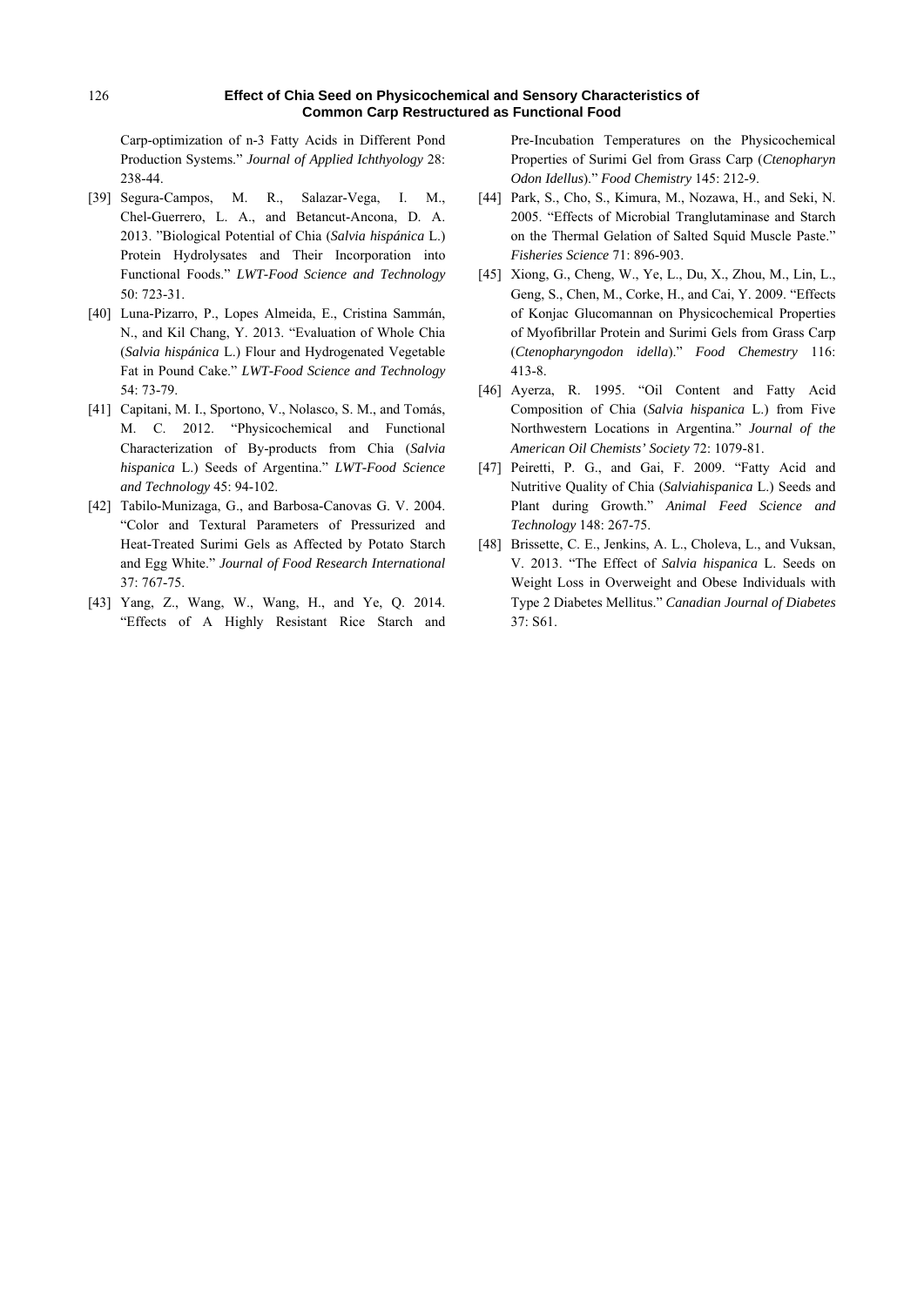Carp-optimization of n-3 Fatty Acids in Different Pond Production Systems." *Journal of Applied Ichthyology* 28: 238-44.

[39] Segura-Campos, M. R., Salazar-Vega, I. M., Chel-Guerrero, L. A., and Betancut-Ancona, D. A. 2013. "Biological Potential of Chia (*Salvia hispánica* L.) Protein Hydrolysates and Their Incorporation into Functional Foods." *LWT-Food Science and Technology* 50: 723-31.

[40] Luna-Pizarro, P., Lopes Almeida, E., Cristina Sammán, N., and Kil Chang, Y. 2013. "Evaluation of Whole Chia (*Salvia hispánica* L.) Flour and Hydrogenated Vegetable Fat in Pound Cake." *LWT-Food Science and Technology* 54: 73-79.

[41] Capitani, M. I., Sportono, V., Nolasco, S. M., and Tomás, M. C. 2012. "Physicochemical and Functional Characterization of By-products from Chia (*Salvia hispanica* L.) Seeds of Argentina." *LWT-Food Science and Technology* 45: 94-102.

[42] Tabilo-Munizaga, G., and Barbosa-Canovas G. V. 2004. "Color and Textural Parameters of Pressurized and Heat-Treated Surimi Gels as Affected by Potato Starch and Egg White." *Journal of Food Research International* 37: 767-75.

[43] Yang, Z., Wang, W., Wang, H., and Ye, Q. 2014. "Effects of A Highly Resistant Rice Starch and Pre-Incubation Temperatures on the Physicochemical Properties of Surimi Gel from Grass Carp (*Ctenopharyn Odon Idellus*)." *Food Chemistry* 145: 212-9.

[44] Park, S., Cho, S., Kimura, M., Nozawa, H., and Seki, N. 2005. "Effects of Microbial Tranglutaminase and Starch on the Thermal Gelation of Salted Squid Muscle Paste." *Fisheries Science* 71: 896-903.

[45] Xiong, G., Cheng, W., Ye, L., Du, X., Zhou, M., Lin, L., Geng, S., Chen, M., Corke, H., and Cai, Y. 2009. "Effects of Konjac Glucomannan on Physicochemical Properties of Myofibrillar Protein and Surimi Gels from Grass Carp (*Ctenopharyngodon idella*)." *Food Chemestry* 116: 413-8.

[46] Ayerza, R. 1995. "Oil Content and Fatty Acid Composition of Chia (*Salvia hispanica* L.) from Five Northwestern Locations in Argentina." *Journal of the American Oil Chemists' Society* 72: 1079-81.

[47] Peiretti, P. G., and Gai, F. 2009. "Fatty Acid and Nutritive Quality of Chia (*Salviahispanica* L.) Seeds and Plant during Growth." *Animal Feed Science and Technology* 148: 267-75.

[48] Brissette, C. E., Jenkins, A. L., Choleva, L., and Vuksan, V. 2013. "The Effect of *Salvia hispanica* L. Seeds on Weight Loss in Overweight and Obese Individuals with Type 2 Diabetes Mellitus." *Canadian Journal of Diabetes* 37: S61.